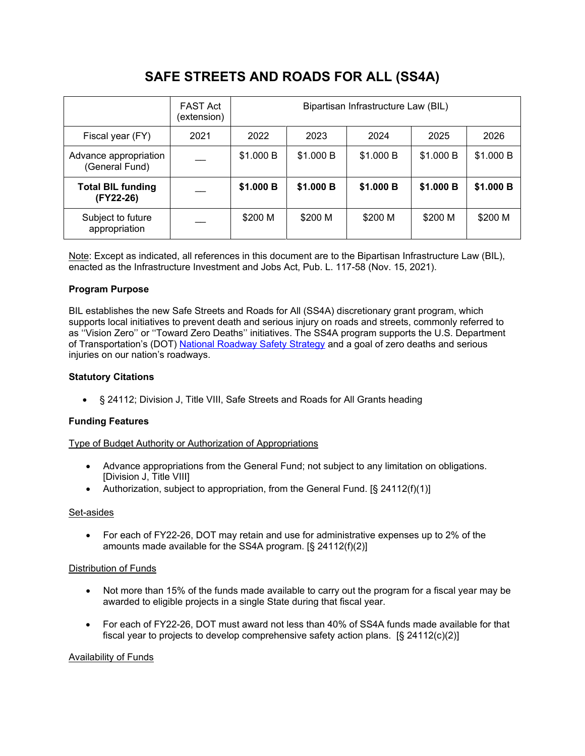# SAFE STREETS AND ROADS FOR ALL (SS4A)

| | FAST Act (extension) | Bipartisan Infrastructure Law (BIL) | | | | |
|---|---|---|---|---|---|---|
| Fiscal year (FY) | 2021 | 2022 | 2023 | 2024 | 2025 | 2026 |
| Advance appropriation (General Fund) | — | $1.000 B | $1.000 B | $1.000 B | $1.000 B | $1.000 B |
| **Total BIL funding (FY22-26)** | — | **$1.000 B** | **$1.000 B** | **$1.000 B** | **$1.000 B** | **$1.000 B** |
| Subject to future appropriation | — | $200 M | $200 M | $200 M | $200 M | $200 M |

Note: Except as indicated, all references in this document are to the Bipartisan Infrastructure Law (BIL), enacted as the Infrastructure Investment and Jobs Act, Pub. L. 117-58 (Nov. 15, 2021).

**Program Purpose**

BIL establishes the new Safe Streets and Roads for All (SS4A) discretionary grant program, which supports local initiatives to prevent death and serious injury on roads and streets, commonly referred to as ''Vision Zero'' or ''Toward Zero Deaths'' initiatives. The SS4A program supports the U.S. Department of Transportation's (DOT) National Roadway Safety Strategy and a goal of zero deaths and serious injuries on our nation's roadways.

**Statutory Citations**

- § 24112; Division J, Title VIII, Safe Streets and Roads for All Grants heading

**Funding Features**

Type of Budget Authority or Authorization of Appropriations

- Advance appropriations from the General Fund; not subject to any limitation on obligations. [Division J, Title VIII]
- Authorization, subject to appropriation, from the General Fund. [§ 24112(f)(1)]

Set-asides

- For each of FY22-26, DOT may retain and use for administrative expenses up to 2% of the amounts made available for the SS4A program. [§ 24112(f)(2)]

Distribution of Funds

- Not more than 15% of the funds made available to carry out the program for a fiscal year may be awarded to eligible projects in a single State during that fiscal year.
- For each of FY22-26, DOT must award not less than 40% of SS4A funds made available for that fiscal year to projects to develop comprehensive safety action plans. [§ 24112(c)(2)]

Availability of Funds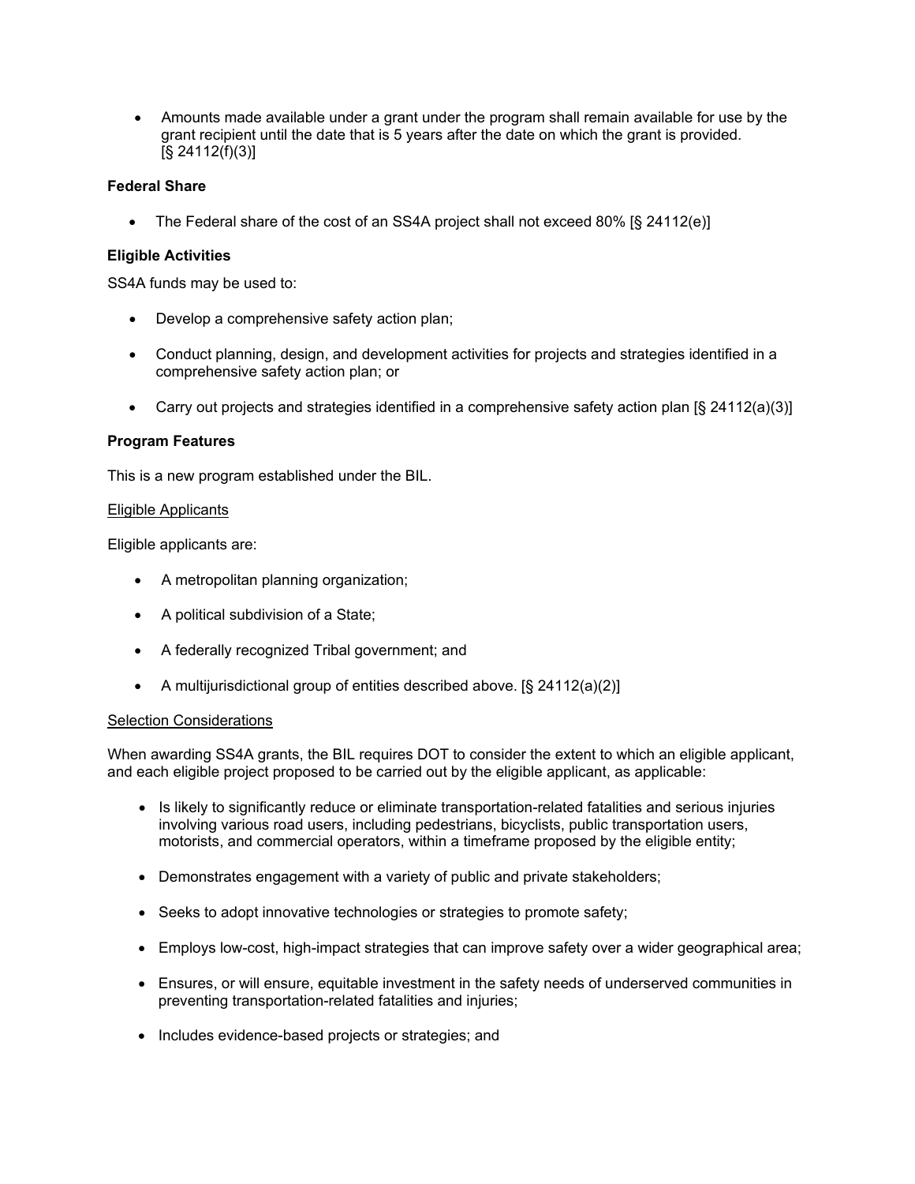- Amounts made available under a grant under the program shall remain available for use by the grant recipient until the date that is 5 years after the date on which the grant is provided. [§ 24112(f)(3)]

**Federal Share**

- The Federal share of the cost of an SS4A project shall not exceed 80% [§ 24112(e)]

**Eligible Activities**

SS4A funds may be used to:

- Develop a comprehensive safety action plan;
- Conduct planning, design, and development activities for projects and strategies identified in a comprehensive safety action plan; or
- Carry out projects and strategies identified in a comprehensive safety action plan [§ 24112(a)(3)]

**Program Features**

This is a new program established under the BIL.

Eligible Applicants

Eligible applicants are:

- A metropolitan planning organization;
- A political subdivision of a State;
- A federally recognized Tribal government; and
- A multijurisdictional group of entities described above. [§ 24112(a)(2)]

Selection Considerations

When awarding SS4A grants, the BIL requires DOT to consider the extent to which an eligible applicant, and each eligible project proposed to be carried out by the eligible applicant, as applicable:

- Is likely to significantly reduce or eliminate transportation-related fatalities and serious injuries involving various road users, including pedestrians, bicyclists, public transportation users, motorists, and commercial operators, within a timeframe proposed by the eligible entity;
- Demonstrates engagement with a variety of public and private stakeholders;
- Seeks to adopt innovative technologies or strategies to promote safety;
- Employs low-cost, high-impact strategies that can improve safety over a wider geographical area;
- Ensures, or will ensure, equitable investment in the safety needs of underserved communities in preventing transportation-related fatalities and injuries;
- Includes evidence-based projects or strategies; and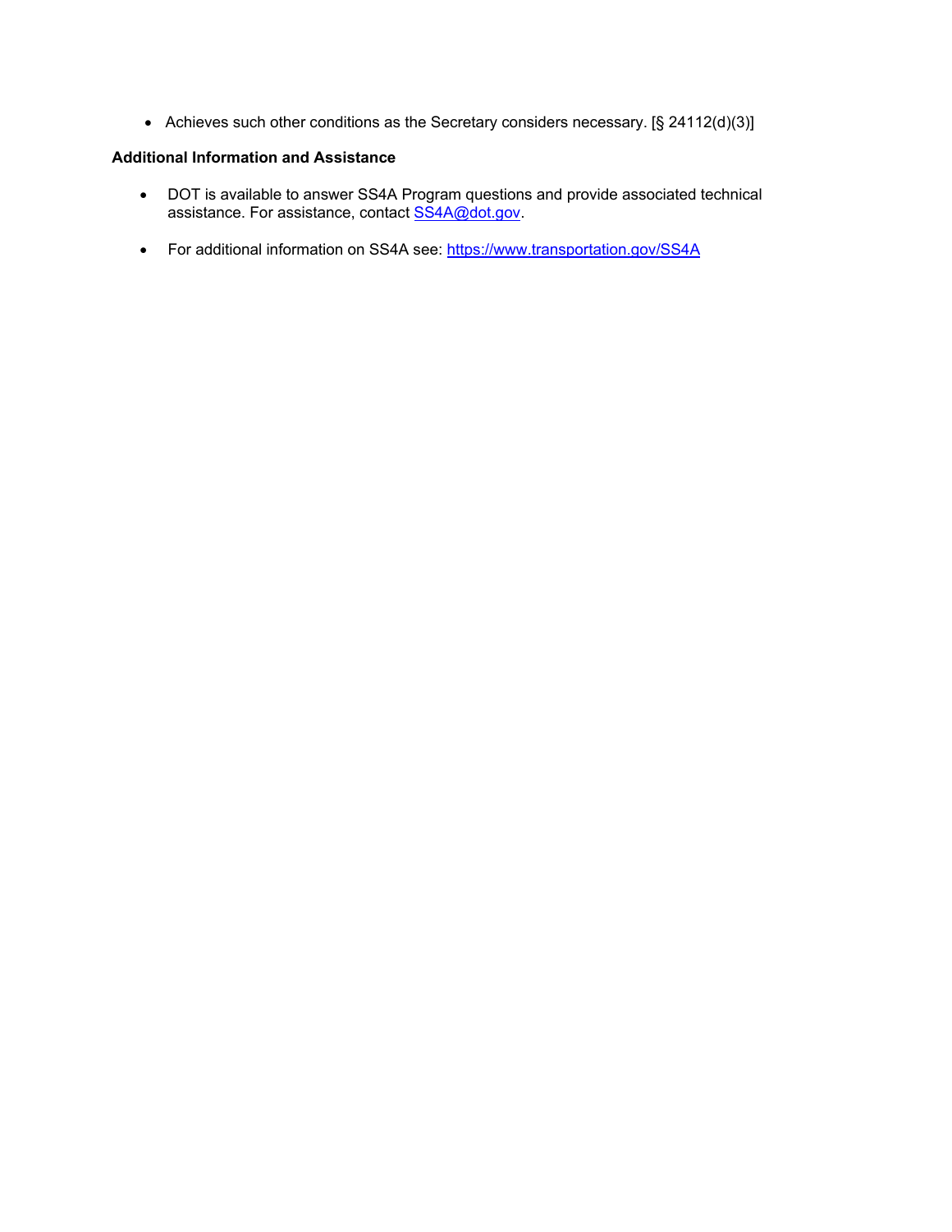- Achieves such other conditions as the Secretary considers necessary. [§ 24112(d)(3)]

**Additional Information and Assistance**

- DOT is available to answer SS4A Program questions and provide associated technical assistance. For assistance, contact SS4A@dot.gov.
- For additional information on SS4A see: https://www.transportation.gov/SS4A